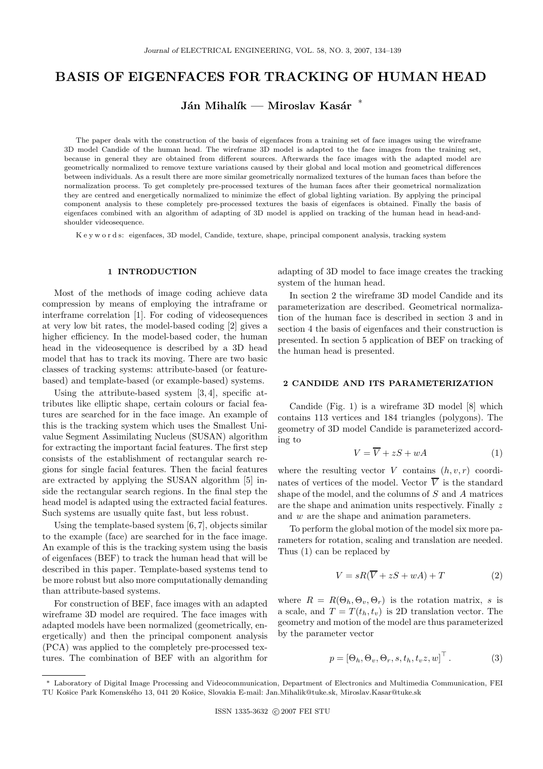# BASIS OF EIGENFACES FOR TRACKING OF HUMAN HEAD

**Ján Mihalík — Miroslav Kasár** *

The paper deals with the construction of the basis of eigenfaces from a training set of face images using the wireframe 3D model Candide of the human head. The wireframe 3D model is adapted to the face images from the training set, because in general they are obtained from different sources. Afterwards the face images with the adapted model are geometrically normalized to remove texture variations caused by their global and local motion and geometrical differences between individuals. As a result there are more similar geometrically normalized textures of the human faces than before the normalization process. To get completely pre-processed textures of the human faces after their geometrical normalization they are centred and energetically normalized to minimize the effect of global lighting variation. By applying the principal component analysis to these completely pre-processed textures the basis of eigenfaces is obtained. Finally the basis of eigenfaces combined with an algorithm of adapting of 3D model is applied on tracking of the human head in head-and-shoulder videosequence.

K e y w o r d s: eigenfaces, 3D model, Candide, texture, shape, principal component analysis, tracking system

## 1 INTRODUCTION

Most of the methods of image coding achieve data compression by means of employing the intraframe or interframe correlation [1]. For coding of videosequences at very low bit rates, the model-based coding [2] gives a higher efficiency. In the model-based coder, the human head in the videosequence is described by a 3D head model that has to track its moving. There are two basic classes of tracking systems: attribute-based (or feature-based) and template-based (or example-based) systems.

Using the attribute-based system [3, 4], specific attributes like elliptic shape, certain colours or facial features are searched for in the face image. An example of this is the tracking system which uses the Smallest Univalue Segment Assimilating Nucleus (SUSAN) algorithm for extracting the important facial features. The first step consists of the establishment of rectangular search regions for single facial features. Then the facial features are extracted by applying the SUSAN algorithm [5] inside the rectangular search regions. In the final step the head model is adapted using the extracted facial features. Such systems are usually quite fast, but less robust.

Using the template-based system [6, 7], objects similar to the example (face) are searched for in the face image. An example of this is the tracking system using the basis of eigenfaces (BEF) to track the human head that will be described in this paper. Template-based systems tend to be more robust but also more computationally demanding than attribute-based systems.

For construction of BEF, face images with an adapted wireframe 3D model are required. The face images with adapted models have been normalized (geometrically, energetically) and then the principal component analysis (PCA) was applied to the completely pre-processed textures. The combination of BEF with an algorithm for adapting of 3D model to face image creates the tracking system of the human head.

In section 2 the wireframe 3D model Candide and its parameterization are described. Geometrical normalization of the human face is described in section 3 and in section 4 the basis of eigenfaces and their construction is presented. In section 5 application of BEF on tracking of the human head is presented.

## 2 CANDIDE AND ITS PARAMETERIZATION

Candide (Fig. 1) is a wireframe 3D model [8] which contains 113 vertices and 184 triangles (polygons). The geometry of 3D model Candide is parameterized according to

$$V = \overline{V} + zS + wA \tag{1}$$

where the resulting vector $V$ contains $(h, v, r)$ coordinates of vertices of the model. Vector $\overline{V}$ is the standard shape of the model, and the columns of $S$ and $A$ matrices are the shape and animation units respectively. Finally $z$ and $w$ are the shape and animation parameters.

To perform the global motion of the model six more parameters for rotation, scaling and translation are needed. Thus (1) can be replaced by

$$V = sR(\overline{V} + zS + wA) + T \tag{2}$$

where $R = R(\Theta_h, \Theta_v, \Theta_r)$ is the rotation matrix, $s$ is a scale, and $T = T(t_h, t_v)$ is 2D translation vector. The geometry and motion of the model are thus parameterized by the parameter vector

$$p = [\Theta_h, \Theta_v, \Theta_r, s, t_h, t_v z, w]^\top . \tag{3}$$

---

* Laboratory of Digital Image Processing and Videocommunication, Department of Electronics and Multimedia Communication, FEI TU Košice Park Komenského 13, 041 20 Košice, Slovakia E-mail: Jan.Mihalik@tuke.sk, Miroslav.Kasar@tuke.sk

ISSN 1335-3632 © 2007 FEI STU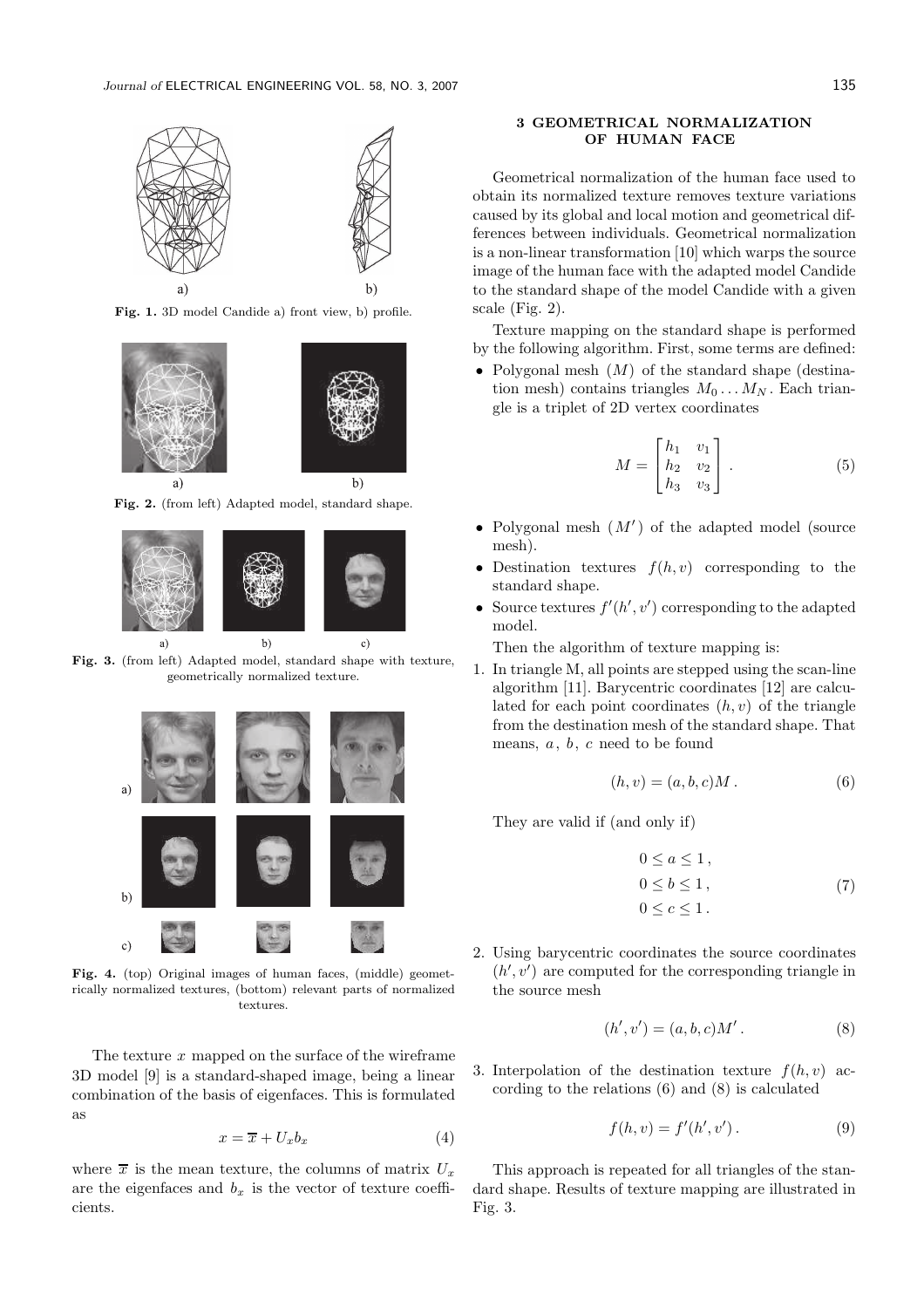Fig. 1. 3D model Candide a) front view, b) profile.

Fig. 2. (from left) Adapted model, standard shape.

Fig. 3. (from left) Adapted model, standard shape with texture, geometrically normalized texture.

Fig. 4. (top) Original images of human faces, (middle) geometrically normalized textures, (bottom) relevant parts of normalized textures.

The texture $x$ mapped on the surface of the wireframe 3D model [9] is a standard-shaped image, being a linear combination of the basis of eigenfaces. This is formulated as

$$x = \overline{x} + U_x b_x \tag{4}$$

where $\overline{x}$ is the mean texture, the columns of matrix $U_x$ are the eigenfaces and $b_x$ is the vector of texture coefficients.

## 3 GEOMETRICAL NORMALIZATION OF HUMAN FACE

Geometrical normalization of the human face used to obtain its normalized texture removes texture variations caused by its global and local motion and geometrical differences between individuals. Geometrical normalization is a non-linear transformation [10] which warps the source image of the human face with the adapted model Candide to the standard shape of the model Candide with a given scale (Fig. 2).

Texture mapping on the standard shape is performed by the following algorithm. First, some terms are defined:

- Polygonal mesh ($M$) of the standard shape (destination mesh) contains triangles $M_0 \dots M_N$. Each triangle is a triplet of 2D vertex coordinates

$$M = \begin{bmatrix} h_1 & v_1 \\ h_2 & v_2 \\ h_3 & v_3 \end{bmatrix}. \tag{5}$$

- Polygonal mesh ($M'$) of the adapted model (source mesh).
- Destination textures $f(h, v)$ corresponding to the standard shape.
- Source textures $f'(h', v')$ corresponding to the adapted model.

Then the algorithm of texture mapping is:

1. In triangle M, all points are stepped using the scan-line algorithm [11]. Barycentric coordinates [12] are calculated for each point coordinates $(h, v)$ of the triangle from the destination mesh of the standard shape. That means, $a$, $b$, $c$ need to be found

$$(h, v) = (a, b, c)M. \tag{6}$$

They are valid if (and only if)

$$\begin{aligned} 0 \le a \le 1, \\ 0 \le b \le 1, \\ 0 \le c \le 1. \end{aligned} \tag{7}$$

2. Using barycentric coordinates the source coordinates $(h', v')$ are computed for the corresponding triangle in the source mesh

$$(h', v') = (a, b, c)M'. \tag{8}$$

3. Interpolation of the destination texture $f(h, v)$ according to the relations (6) and (8) is calculated

$$f(h, v) = f'(h', v'). \tag{9}$$

This approach is repeated for all triangles of the standard shape. Results of texture mapping are illustrated in Fig. 3.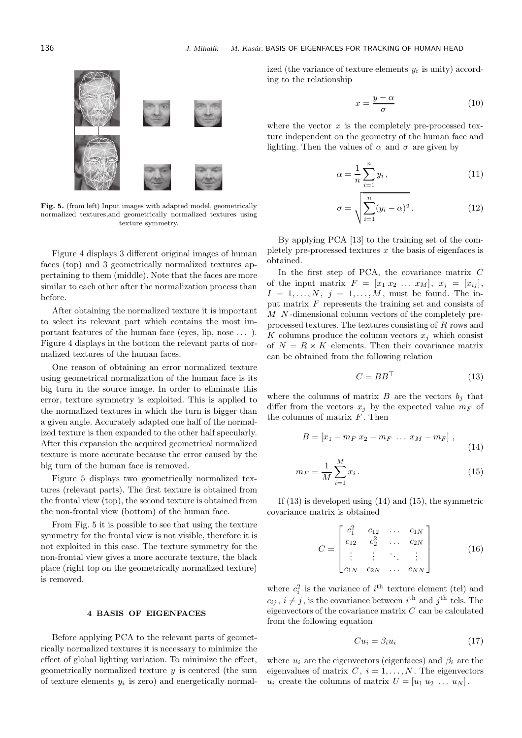**Fig. 5.** (from left) Input images with adapted model, geometrically normalized textures,and geometrically normalized textures using texture symmetry.

Figure 4 displays 3 different original images of human faces (top) and 3 geometrically normalized textures appertaining to them (middle). Note that the faces are more similar to each other after the normalization process than before.

After obtaining the normalized texture it is important to select its relevant part which contains the most important features of the human face (eyes, lip, nose ... ). Figure 4 displays in the bottom the relevant parts of normalized textures of the human faces.

One reason of obtaining an error normalized texture using geometrical normalization of the human face is its big turn in the source image. In order to eliminate this error, texture symmetry is exploited. This is applied to the normalized textures in which the turn is bigger than a given angle. Accurately adapted one half of the normalized texture is then expanded to the other half specularly. After this expansion the acquired geometrical normalized texture is more accurate because the error caused by the big turn of the human face is removed.

Figure 5 displays two geometrically normalized textures (relevant parts). The first texture is obtained from the frontal view (top), the second texture is obtained from the non-frontal view (bottom) of the human face.

From Fig. 5 it is possible to see that using the texture symmetry for the frontal view is not visible, therefore it is not exploited in this case. The texture symmetry for the non-frontal view gives a more accurate texture, the black place (right top on the geometrically normalized texture) is removed.

## 4 BASIS OF EIGENFACES

Before applying PCA to the relevant parts of geometrically normalized textures it is necessary to minimize the effect of global lighting variation. To minimize the effect, geometrically normalized texture $y$ is centered (the sum of texture elements $y_i$ is zero) and energetically normalized (the variance of texture elements $y_i$ is unity) according to the relationship

$$x = \frac{y - \alpha}{\sigma} \tag{10}$$

where the vector $x$ is the completely pre-processed texture independent on the geometry of the human face and lighting. Then the values of $\alpha$ and $\sigma$ are given by

$$\alpha = \frac{1}{n} \sum_{i=1}^{n} y_i \,, \tag{11}$$

$$\sigma = \sqrt{\sum_{i=1}^{n} (y_i - \alpha)^2} \,. \tag{12}$$

By applying PCA [13] to the training set of the completely pre-processed textures $x$ the basis of eigenfaces is obtained.

In the first step of PCA, the covariance matrix $C$ of the input matrix $F = [x_1\, x_2\, \dots\, x_M]$, $x_j = [x_{ij}]$, $I = 1, \dots, N$, $j = 1, \dots, M$, must be found. The input matrix $F$ represents the training set and consists of $M$ $N$-dimensional column vectors of the completely pre-processed textures. The textures consisting of $R$ rows and $K$ columns produce the column vectors $x_j$ which consist of $N = R \times K$ elements. Then their covariance matrix can be obtained from the following relation

$$C = BB^{\top} \tag{13}$$

where the columns of matrix $B$ are the vectors $b_j$ that differ from the vectors $x_j$ by the expected value $m_F$ of the columns of matrix $F$. Then

$$B = [x_1 - m_F \; x_2 - m_F \; \dots \; x_M - m_F] \,, \tag{14}$$

$$m_F = \frac{1}{M} \sum_{i=1}^{M} x_i \,. \tag{15}$$

If (13) is developed using (14) and (15), the symmetric covariance matrix is obtained

$$C = \begin{bmatrix} c_1^2 & c_{12} & \dots & c_{1N} \\ c_{12} & c_2^2 & \dots & c_{2N} \\ \vdots & \vdots & \ddots & \vdots \\ c_{1N} & c_{2N} & \dots & c_{NN} \end{bmatrix} \tag{16}$$

where $c_i^2$ is the variance of $i^{\text{th}}$ texture element (tel) and $c_{ij}$, $i \neq j$, is the covariance between $i^{\text{th}}$ and $j^{\text{th}}$ tels. The eigenvectors of the covariance matrix $C$ can be calculated from the following equation

$$Cu_i = \beta_i u_i \tag{17}$$

where $u_i$ are the eigenvectors (eigenfaces) and $\beta_i$ are the eigenvalues of matrix $C$, $i = 1, \dots, N$. The eigenvectors $u_i$ create the columns of matrix $U = [u_1\, u_2\, \dots\, u_N]$.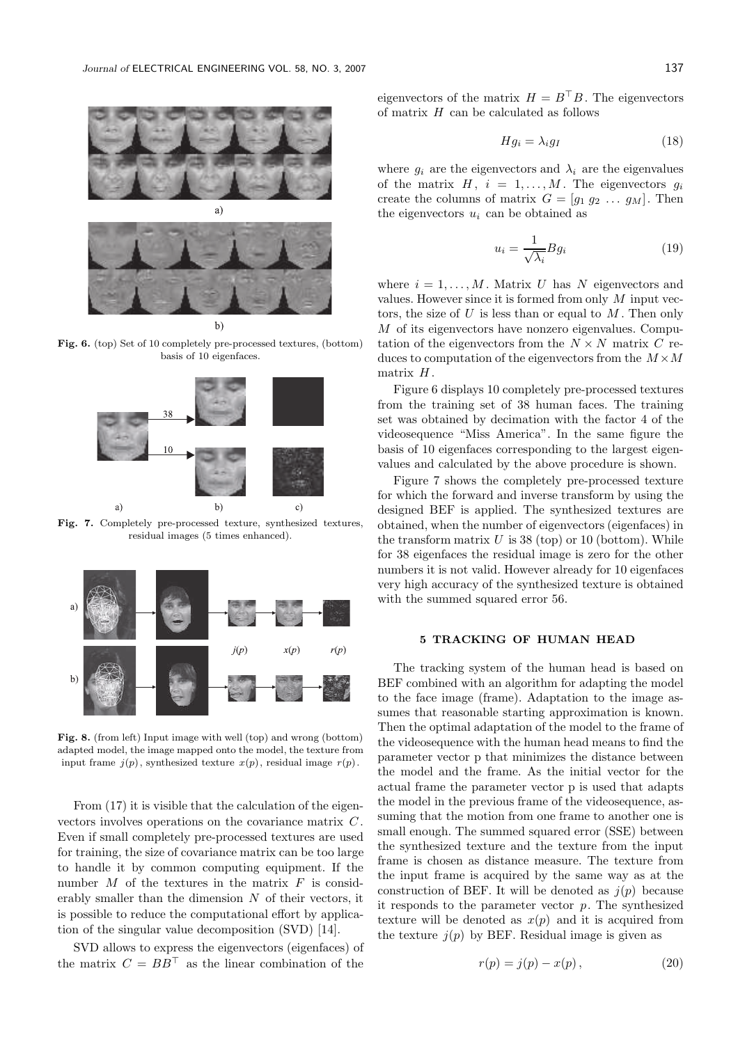Fig. 6. (top) Set of 10 completely pre-processed textures, (bottom) basis of 10 eigenfaces.

Fig. 7. Completely pre-processed texture, synthesized textures, residual images (5 times enhanced).

Fig. 8. (from left) Input image with well (top) and wrong (bottom) adapted model, the image mapped onto the model, the texture from input frame $j(p)$, synthesized texture $x(p)$, residual image $r(p)$.

From (17) it is visible that the calculation of the eigenvectors involves operations on the covariance matrix $C$. Even if small completely pre-processed textures are used for training, the size of covariance matrix can be too large to handle it by common computing equipment. If the number $M$ of the textures in the matrix $F$ is considerably smaller than the dimension $N$ of their vectors, it is possible to reduce the computational effort by application of the singular value decomposition (SVD) [14].

SVD allows to express the eigenvectors (eigenfaces) of the matrix $C = BB^\top$ as the linear combination of the eigenvectors of the matrix $H = B^\top B$. The eigenvectors of matrix $H$ can be calculated as follows

$$Hg_i = \lambda_i g_I \tag{18}$$

where $g_i$ are the eigenvectors and $\lambda_i$ are the eigenvalues of the matrix $H$, $i = 1, \dots, M$. The eigenvectors $g_i$ create the columns of matrix $G = [g_1\ g_2\ \dots\ g_M]$. Then the eigenvectors $u_i$ can be obtained as

$$u_i = \frac{1}{\sqrt{\lambda_i}} B g_i \tag{19}$$

where $i = 1, \dots, M$. Matrix $U$ has $N$ eigenvectors and values. However since it is formed from only $M$ input vectors, the size of $U$ is less than or equal to $M$. Then only $M$ of its eigenvectors have nonzero eigenvalues. Computation of the eigenvectors from the $N \times N$ matrix $C$ reduces to computation of the eigenvectors from the $M \times M$ matrix $H$.

Figure 6 displays 10 completely pre-processed textures from the training set of 38 human faces. The training set was obtained by decimation with the factor 4 of the videosequence "Miss America". In the same figure the basis of 10 eigenfaces corresponding to the largest eigenvalues and calculated by the above procedure is shown.

Figure 7 shows the completely pre-processed texture for which the forward and inverse transform by using the designed BEF is applied. The synthesized textures are obtained, when the number of eigenvectors (eigenfaces) in the transform matrix $U$ is 38 (top) or 10 (bottom). While for 38 eigenfaces the residual image is zero for the other numbers it is not valid. However already for 10 eigenfaces very high accuracy of the synthesized texture is obtained with the summed squared error 56.

## 5 TRACKING OF HUMAN HEAD

The tracking system of the human head is based on BEF combined with an algorithm for adapting the model to the face image (frame). Adaptation to the image assumes that reasonable starting approximation is known. Then the optimal adaptation of the model to the frame of the videosequence with the human head means to find the parameter vector p that minimizes the distance between the model and the frame. As the initial vector for the actual frame the parameter vector p is used that adapts the model in the previous frame of the videosequence, assuming that the motion from one frame to another one is small enough. The summed squared error (SSE) between the synthesized texture and the texture from the input frame is chosen as distance measure. The texture from the input frame is acquired by the same way as at the construction of BEF. It will be denoted as $j(p)$ because it responds to the parameter vector $p$. The synthesized texture will be denoted as $x(p)$ and it is acquired from the texture $j(p)$ by BEF. Residual image is given as

$$r(p) = j(p) - x(p)\,, \tag{20}$$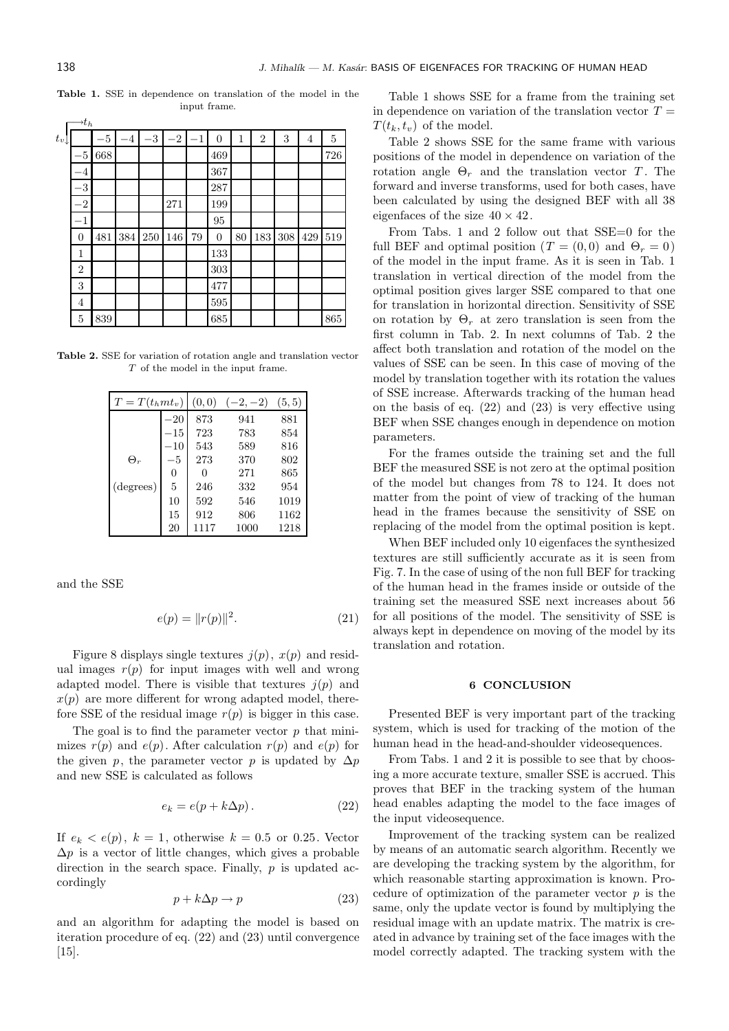**Table 1.** SSE in dependence on translation of the model in the input frame.

| $t_v$ \ $t_h$ | −5 | −4 | −3 | −2 | −1 | 0 | 1 | 2 | 3 | 4 | 5 |
|---|---|---|---|---|---|---|---|---|---|---|---|
| −5 | 668 | | | | | 469 | | | | | 726 |
| −4 | | | | | | 367 | | | | | |
| −3 | | | | | | 287 | | | | | |
| −2 | | | | 271 | | 199 | | | | | |
| −1 | | | | | | 95 | | | | | |
| 0 | 481 | 384 | 250 | 146 | 79 | 0 | 80 | 183 | 308 | 429 | 519 |
| 1 | | | | | | 133 | | | | | |
| 2 | | | | | | 303 | | | | | |
| 3 | | | | | | 477 | | | | | |
| 4 | | | | | | 595 | | | | | |
| 5 | 839 | | | | | 685 | | | | | 865 |

**Table 2.** SSE for variation of rotation angle and translation vector $T$ of the model in the input frame.

| $T = T(t_h m t_v)$ | | (0,0) | (−2,−2) | (5,5) |
|---|---|---|---|---|
| | −20 | 873 | 941 | 881 |
| | −15 | 723 | 783 | 854 |
| | −10 | 543 | 589 | 816 |
| $\Theta_r$ | −5 | 273 | 370 | 802 |
| | 0 | 0 | 271 | 865 |
| (degrees) | 5 | 246 | 332 | 954 |
| | 10 | 592 | 546 | 1019 |
| | 15 | 912 | 806 | 1162 |
| | 20 | 1117 | 1000 | 1218 |

and the SSE

$$e(p) = \|r(p)\|^2. \tag{21}$$

Figure 8 displays single textures $j(p)$, $x(p)$ and residual images $r(p)$ for input images with well and wrong adapted model. There is visible that textures $j(p)$ and $x(p)$ are more different for wrong adapted model, therefore SSE of the residual image $r(p)$ is bigger in this case.

The goal is to find the parameter vector $p$ that minimizes $r(p)$ and $e(p)$. After calculation $r(p)$ and $e(p)$ for the given $p$, the parameter vector $p$ is updated by $\Delta p$ and new SSE is calculated as follows

$$e_k = e(p + k\Delta p). \tag{22}$$

If $e_k < e(p)$, $k = 1$, otherwise $k = 0.5$ or $0.25$. Vector $\Delta p$ is a vector of little changes, which gives a probable direction in the search space. Finally, $p$ is updated accordingly

$$p + k\Delta p \rightarrow p \tag{23}$$

and an algorithm for adapting the model is based on iteration procedure of eq. (22) and (23) until convergence [15].

Table 1 shows SSE for a frame from the training set in dependence on variation of the translation vector $T = T(t_k, t_v)$ of the model.

Table 2 shows SSE for the same frame with various positions of the model in dependence on variation of the rotation angle $\Theta_r$ and the translation vector $T$. The forward and inverse transforms, used for both cases, have been calculated by using the designed BEF with all 38 eigenfaces of the size $40 \times 42$.

From Tabs. 1 and 2 follow out that SSE=0 for the full BEF and optimal position ($T = (0,0)$ and $\Theta_r = 0$) of the model in the input frame. As it is seen in Tab. 1 translation in vertical direction of the model from the optimal position gives larger SSE compared to that one for translation in horizontal direction. Sensitivity of SSE on rotation by $\Theta_r$ at zero translation is seen from the first column in Tab. 2. In next columns of Tab. 2 the affect both translation and rotation of the model on the values of SSE can be seen. In this case of moving of the model by translation together with its rotation the values of SSE increase. Afterwards tracking of the human head on the basis of eq. (22) and (23) is very effective using BEF when SSE changes enough in dependence on motion parameters.

For the frames outside the training set and the full BEF the measured SSE is not zero at the optimal position of the model but changes from 78 to 124. It does not matter from the point of view of tracking of the human head in the frames because the sensitivity of SSE on replacing of the model from the optimal position is kept.

When BEF included only 10 eigenfaces the synthesized textures are still sufficiently accurate as it is seen from Fig. 7. In the case of using of the non full BEF for tracking of the human head in the frames inside or outside of the training set the measured SSE next increases about 56 for all positions of the model. The sensitivity of SSE is always kept in dependence on moving of the model by its translation and rotation.

## 6 CONCLUSION

Presented BEF is very important part of the tracking system, which is used for tracking of the motion of the human head in the head-and-shoulder videosequences.

From Tabs. 1 and 2 it is possible to see that by choosing a more accurate texture, smaller SSE is accrued. This proves that BEF in the tracking system of the human head enables adapting the model to the face images of the input videosequence.

Improvement of the tracking system can be realized by means of an automatic search algorithm. Recently we are developing the tracking system by the algorithm, for which reasonable starting approximation is known. Procedure of optimization of the parameter vector $p$ is the same, only the update vector is found by multiplying the residual image with an update matrix. The matrix is created in advance by training set of the face images with the model correctly adapted. The tracking system with the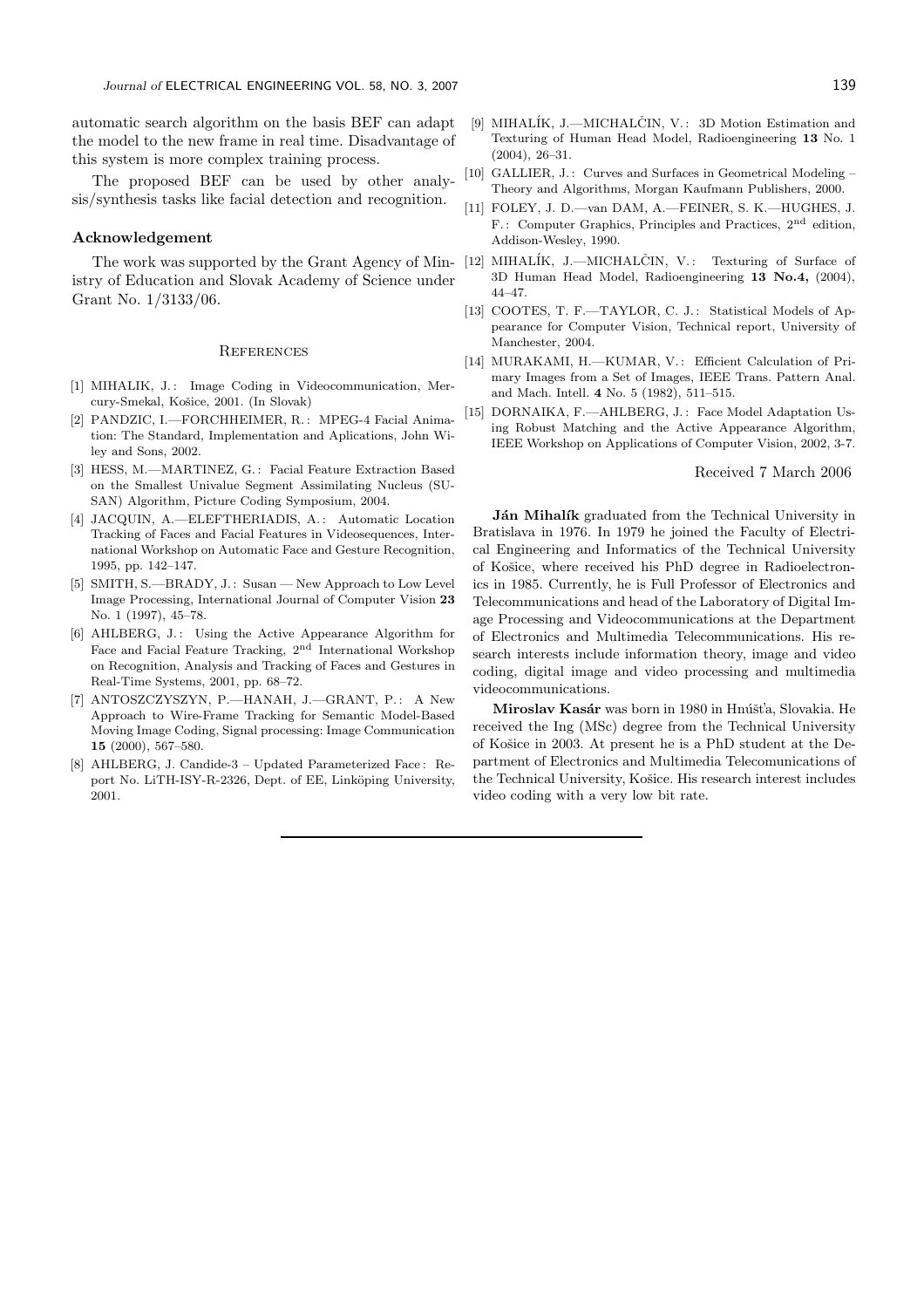automatic search algorithm on the basis BEF can adapt the model to the new frame in real time. Disadvantage of this system is more complex training process.

The proposed BEF can be used by other analysis/synthesis tasks like facial detection and recognition.

### Acknowledgement

The work was supported by the Grant Agency of Ministry of Education and Slovak Academy of Science under Grant No. 1/3133/06.

## References

[1] MIHALIK, J. : Image Coding in Videocommunication, Mercury-Smekal, Košice, 2001. (In Slovak)

[2] PANDZIC, I.—FORCHHEIMER, R. : MPEG-4 Facial Animation: The Standard, Implementation and Aplications, John Wiley and Sons, 2002.

[3] HESS, M.—MARTINEZ, G. : Facial Feature Extraction Based on the Smallest Univalue Segment Assimilating Nucleus (SUSAN) Algorithm, Picture Coding Symposium, 2004.

[4] JACQUIN, A.—ELEFTHERIADIS, A. : Automatic Location Tracking of Faces and Facial Features in Videosequences, International Workshop on Automatic Face and Gesture Recognition, 1995, pp. 142–147.

[5] SMITH, S.—BRADY, J. : Susan — New Approach to Low Level Image Processing, International Journal of Computer Vision **23** No. 1 (1997), 45–78.

[6] AHLBERG, J. : Using the Active Appearance Algorithm for Face and Facial Feature Tracking, 2nd International Workshop on Recognition, Analysis and Tracking of Faces and Gestures in Real-Time Systems, 2001, pp. 68–72.

[7] ANTOSZCZYSZYN, P.—HANAH, J.—GRANT, P. : A New Approach to Wire-Frame Tracking for Semantic Model-Based Moving Image Coding, Signal processing: Image Communication **15** (2000), 567–580.

[8] AHLBERG, J. Candide-3 – Updated Parameterized Face : Report No. LiTH-ISY-R-2326, Dept. of EE, Linköping University, 2001.

[9] MIHALÍK, J.—MICHALČIN, V. : 3D Motion Estimation and Texturing of Human Head Model, Radioengineering **13** No. 1 (2004), 26–31.

[10] GALLIER, J. : Curves and Surfaces in Geometrical Modeling – Theory and Algorithms, Morgan Kaufmann Publishers, 2000.

[11] FOLEY, J. D.—van DAM, A.—FEINER, S. K.—HUGHES, J. F. : Computer Graphics, Principles and Practices, 2nd edition, Addison-Wesley, 1990.

[12] MIHALÍK, J.—MICHALČIN, V. : Texturing of Surface of 3D Human Head Model, Radioengineering **13 No.4,** (2004), 44–47.

[13] COOTES, T. F.—TAYLOR, C. J. : Statistical Models of Appearance for Computer Vision, Technical report, University of Manchester, 2004.

[14] MURAKAMI, H.—KUMAR, V. : Efficient Calculation of Primary Images from a Set of Images, IEEE Trans. Pattern Anal. and Mach. Intell. **4** No. 5 (1982), 511–515.

[15] DORNAIKA, F.—AHLBERG, J. : Face Model Adaptation Using Robust Matching and the Active Appearance Algorithm, IEEE Workshop on Applications of Computer Vision, 2002, 3-7.

Received 7 March 2006

**Ján Mihalík** graduated from the Technical University in Bratislava in 1976. In 1979 he joined the Faculty of Electrical Engineering and Informatics of the Technical University of Košice, where received his PhD degree in Radioelectronics in 1985. Currently, he is Full Professor of Electronics and Telecommunications and head of the Laboratory of Digital Image Processing and Videocommunications at the Department of Electronics and Multimedia Telecommunications. His research interests include information theory, image and video coding, digital image and video processing and multimedia videocommunications.

**Miroslav Kasár** was born in 1980 in Hnúšťa, Slovakia. He received the Ing (MSc) degree from the Technical University of Košice in 2003. At present he is a PhD student at the Department of Electronics and Multimedia Telecommunications of the Technical University, Košice. His research interest includes video coding with a very low bit rate.